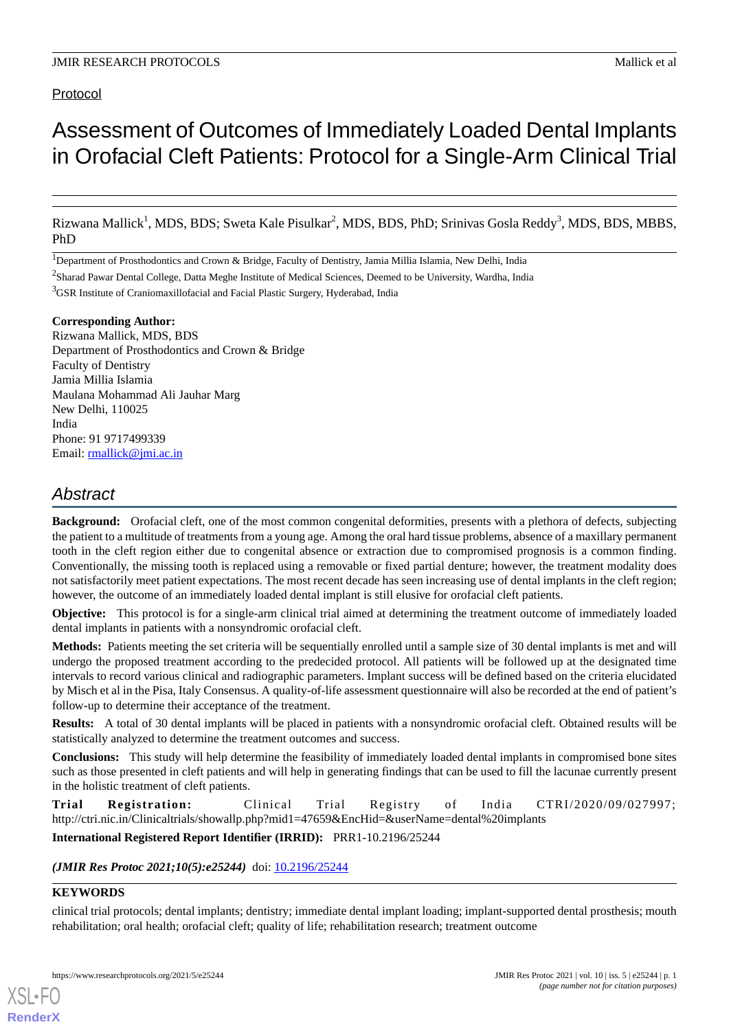Protocol

# Assessment of Outcomes of Immediately Loaded Dental Implants in Orofacial Cleft Patients: Protocol for a Single-Arm Clinical Trial

Rizwana Mallick[1], MDS, BDS; Sweta Kale Pisulkar[2], MDS, BDS, PhD; Srinivas Gosla Reddy[3], MDS, BDS, MBBS, PhD

[1]Department of Prosthodontics and Crown & Bridge, Faculty of Dentistry, Jamia Millia Islamia, New Delhi, India

[2]Sharad Pawar Dental College, Datta Meghe Institute of Medical Sciences, Deemed to be University, Wardha, India

[3]GSR Institute of Craniomaxillofacial and Facial Plastic Surgery, Hyderabad, India

**Corresponding Author:**
Rizwana Mallick, MDS, BDS
Department of Prosthodontics and Crown & Bridge
Faculty of Dentistry
Jamia Millia Islamia
Maulana Mohammad Ali Jauhar Marg
New Delhi, 110025
India
Phone: 91 9717499339
Email: rmallick@jmi.ac.in

## Abstract

**Background:** Orofacial cleft, one of the most common congenital deformities, presents with a plethora of defects, subjecting the patient to a multitude of treatments from a young age. Among the oral hard tissue problems, absence of a maxillary permanent tooth in the cleft region either due to congenital absence or extraction due to compromised prognosis is a common finding. Conventionally, the missing tooth is replaced using a removable or fixed partial denture; however, the treatment modality does not satisfactorily meet patient expectations. The most recent decade has seen increasing use of dental implants in the cleft region; however, the outcome of an immediately loaded dental implant is still elusive for orofacial cleft patients.

**Objective:** This protocol is for a single-arm clinical trial aimed at determining the treatment outcome of immediately loaded dental implants in patients with a nonsyndromic orofacial cleft.

**Methods:** Patients meeting the set criteria will be sequentially enrolled until a sample size of 30 dental implants is met and will undergo the proposed treatment according to the predecided protocol. All patients will be followed up at the designated time intervals to record various clinical and radiographic parameters. Implant success will be defined based on the criteria elucidated by Misch et al in the Pisa, Italy Consensus. A quality-of-life assessment questionnaire will also be recorded at the end of patient's follow-up to determine their acceptance of the treatment.

**Results:** A total of 30 dental implants will be placed in patients with a nonsyndromic orofacial cleft. Obtained results will be statistically analyzed to determine the treatment outcomes and success.

**Conclusions:** This study will help determine the feasibility of immediately loaded dental implants in compromised bone sites such as those presented in cleft patients and will help in generating findings that can be used to fill the lacunae currently present in the holistic treatment of cleft patients.

**Trial Registration:** Clinical Trial Registry of India CTRI/2020/09/027997; http://ctri.nic.in/Clinicaltrials/showallp.php?mid1=47659&EncHid=&userName=dental%20implants

**International Registered Report Identifier (IRRID):** PRR1-10.2196/25244

***(JMIR Res Protoc 2021;10(5):e25244)*** doi: 10.2196/25244

**KEYWORDS**

clinical trial protocols; dental implants; dentistry; immediate dental implant loading; implant-supported dental prosthesis; mouth rehabilitation; oral health; orofacial cleft; quality of life; rehabilitation research; treatment outcome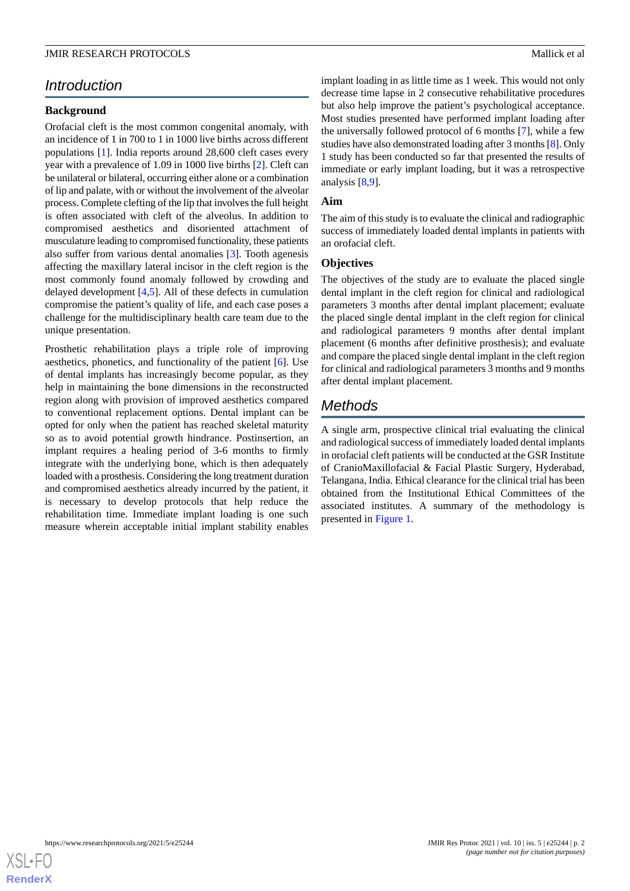## Introduction

### Background

Orofacial cleft is the most common congenital anomaly, with an incidence of 1 in 700 to 1 in 1000 live births across different populations [1]. India reports around 28,600 cleft cases every year with a prevalence of 1.09 in 1000 live births [2]. Cleft can be unilateral or bilateral, occurring either alone or a combination of lip and palate, with or without the involvement of the alveolar process. Complete clefting of the lip that involves the full height is often associated with cleft of the alveolus. In addition to compromised aesthetics and disoriented attachment of musculature leading to compromised functionality, these patients also suffer from various dental anomalies [3]. Tooth agenesis affecting the maxillary lateral incisor in the cleft region is the most commonly found anomaly followed by crowding and delayed development [4,5]. All of these defects in cumulation compromise the patient's quality of life, and each case poses a challenge for the multidisciplinary health care team due to the unique presentation.

Prosthetic rehabilitation plays a triple role of improving aesthetics, phonetics, and functionality of the patient [6]. Use of dental implants has increasingly become popular, as they help in maintaining the bone dimensions in the reconstructed region along with provision of improved aesthetics compared to conventional replacement options. Dental implant can be opted for only when the patient has reached skeletal maturity so as to avoid potential growth hindrance. Postinsertion, an implant requires a healing period of 3-6 months to firmly integrate with the underlying bone, which is then adequately loaded with a prosthesis. Considering the long treatment duration and compromised aesthetics already incurred by the patient, it is necessary to develop protocols that help reduce the rehabilitation time. Immediate implant loading is one such measure wherein acceptable initial implant stability enables implant loading in as little time as 1 week. This would not only decrease time lapse in 2 consecutive rehabilitative procedures but also help improve the patient's psychological acceptance. Most studies presented have performed implant loading after the universally followed protocol of 6 months [7], while a few studies have also demonstrated loading after 3 months [8]. Only 1 study has been conducted so far that presented the results of immediate or early implant loading, but it was a retrospective analysis [8,9].

### Aim

The aim of this study is to evaluate the clinical and radiographic success of immediately loaded dental implants in patients with an orofacial cleft.

### Objectives

The objectives of the study are to evaluate the placed single dental implant in the cleft region for clinical and radiological parameters 3 months after dental implant placement; evaluate the placed single dental implant in the cleft region for clinical and radiological parameters 9 months after dental implant placement (6 months after definitive prosthesis); and evaluate and compare the placed single dental implant in the cleft region for clinical and radiological parameters 3 months and 9 months after dental implant placement.

## Methods

A single arm, prospective clinical trial evaluating the clinical and radiological success of immediately loaded dental implants in orofacial cleft patients will be conducted at the GSR Institute of CranioMaxillofacial & Facial Plastic Surgery, Hyderabad, Telangana, India. Ethical clearance for the clinical trial has been obtained from the Institutional Ethical Committees of the associated institutes. A summary of the methodology is presented in Figure 1.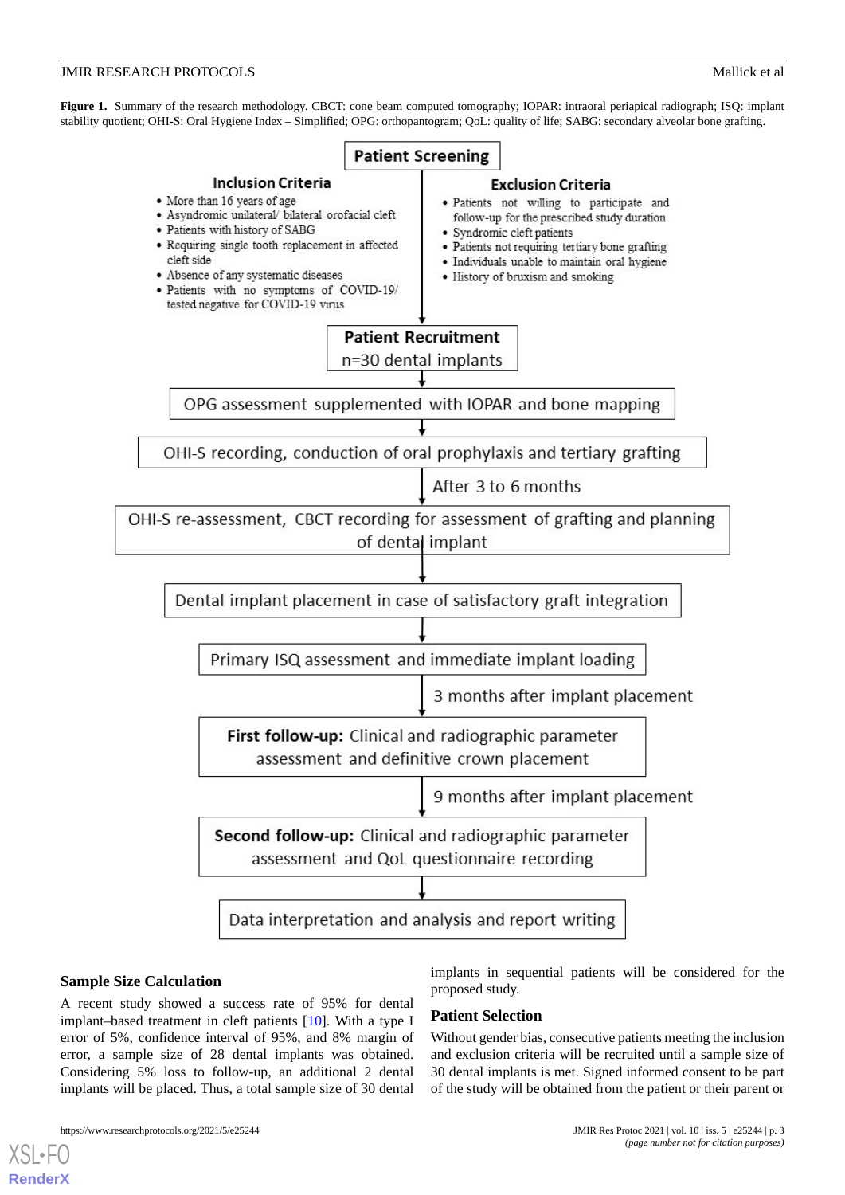**Figure 1.** Summary of the research methodology. CBCT: cone beam computed tomography; IOPAR: intraoral periapical radiograph; ISQ: implant stability quotient; OHI-S: Oral Hygiene Index – Simplified; OPG: orthopantogram; QoL: quality of life; SABG: secondary alveolar bone grafting.

Patient Screening

Inclusion Criteria
- More than 16 years of age
- Asyndromic unilateral/ bilateral orofacial cleft
- Patients with history of SABG
- Requiring single tooth replacement in affected cleft side
- Absence of any systematic diseases
- Patients with no symptoms of COVID-19/ tested negative for COVID-19 virus

Exclusion Criteria
- Patients not willing to participate and follow-up for the prescribed study duration
- Syndromic cleft patients
- Patients not requiring tertiary bone grafting
- Individuals unable to maintain oral hygiene
- History of bruxism and smoking

Patient Recruitment
n=30 dental implants

OPG assessment supplemented with IOPAR and bone mapping

OHI-S recording, conduction of oral prophylaxis and tertiary grafting

After 3 to 6 months

OHI-S re-assessment, CBCT recording for assessment of grafting and planning of dental implant

Dental implant placement in case of satisfactory graft integration

Primary ISQ assessment and immediate implant loading

3 months after implant placement

**First follow-up:** Clinical and radiographic parameter assessment and definitive crown placement

9 months after implant placement

**Second follow-up:** Clinical and radiographic parameter assessment and QoL questionnaire recording

Data interpretation and analysis and report writing

### Sample Size Calculation

A recent study showed a success rate of 95% for dental implant–based treatment in cleft patients [10]. With a type I error of 5%, confidence interval of 95%, and 8% margin of error, a sample size of 28 dental implants was obtained. Considering 5% loss to follow-up, an additional 2 dental implants will be placed. Thus, a total sample size of 30 dental implants in sequential patients will be considered for the proposed study.

### Patient Selection

Without gender bias, consecutive patients meeting the inclusion and exclusion criteria will be recruited until a sample size of 30 dental implants is met. Signed informed consent to be part of the study will be obtained from the patient or their parent or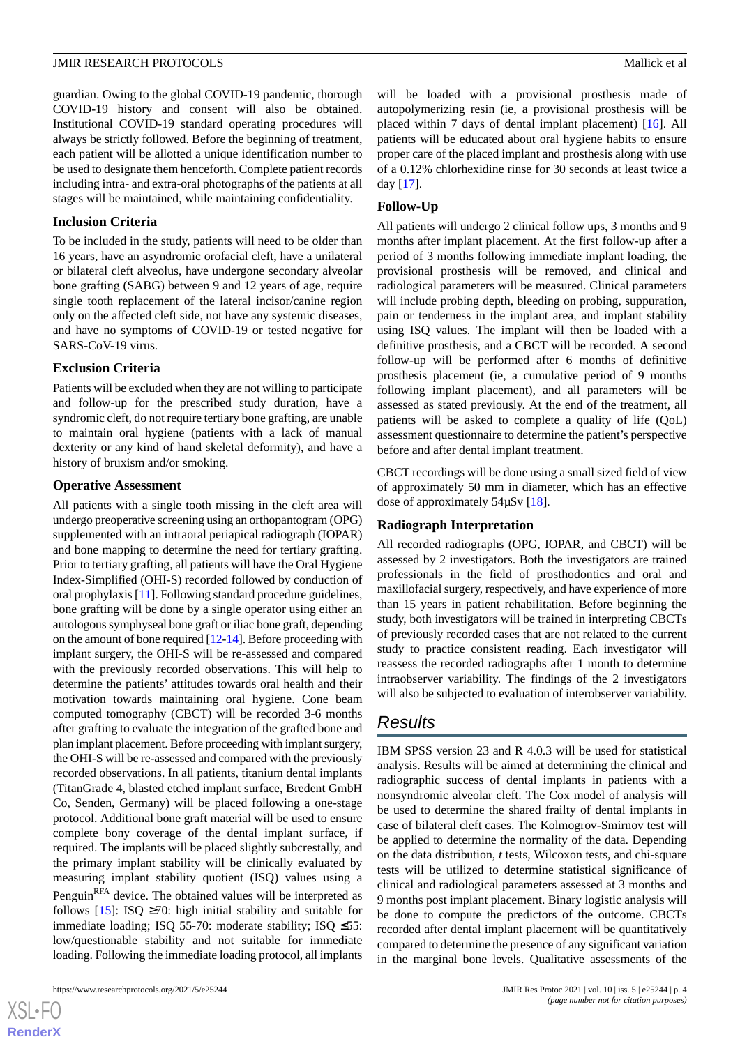guardian. Owing to the global COVID-19 pandemic, thorough COVID-19 history and consent will also be obtained. Institutional COVID-19 standard operating procedures will always be strictly followed. Before the beginning of treatment, each patient will be allotted a unique identification number to be used to designate them henceforth. Complete patient records including intra- and extra-oral photographs of the patients at all stages will be maintained, while maintaining confidentiality.

### Inclusion Criteria

To be included in the study, patients will need to be older than 16 years, have an asyndromic orofacial cleft, have a unilateral or bilateral cleft alveolus, have undergone secondary alveolar bone grafting (SABG) between 9 and 12 years of age, require single tooth replacement of the lateral incisor/canine region only on the affected cleft side, not have any systemic diseases, and have no symptoms of COVID-19 or tested negative for SARS-CoV-19 virus.

### Exclusion Criteria

Patients will be excluded when they are not willing to participate and follow-up for the prescribed study duration, have a syndromic cleft, do not require tertiary bone grafting, are unable to maintain oral hygiene (patients with a lack of manual dexterity or any kind of hand skeletal deformity), and have a history of bruxism and/or smoking.

### Operative Assessment

All patients with a single tooth missing in the cleft area will undergo preoperative screening using an orthopantogram (OPG) supplemented with an intraoral periapical radiograph (IOPAR) and bone mapping to determine the need for tertiary grafting. Prior to tertiary grafting, all patients will have the Oral Hygiene Index-Simplified (OHI-S) recorded followed by conduction of oral prophylaxis [11]. Following standard procedure guidelines, bone grafting will be done by a single operator using either an autologous symphyseal bone graft or iliac bone graft, depending on the amount of bone required [12-14]. Before proceeding with implant surgery, the OHI-S will be re-assessed and compared with the previously recorded observations. This will help to determine the patients' attitudes towards oral health and their motivation towards maintaining oral hygiene. Cone beam computed tomography (CBCT) will be recorded 3-6 months after grafting to evaluate the integration of the grafted bone and plan implant placement. Before proceeding with implant surgery, the OHI-S will be re-assessed and compared with the previously recorded observations. In all patients, titanium dental implants (TitanGrade 4, blasted etched implant surface, Bredent GmbH Co, Senden, Germany) will be placed following a one-stage protocol. Additional bone graft material will be used to ensure complete bony coverage of the dental implant surface, if required. The implants will be placed slightly subcrestally, and the primary implant stability will be clinically evaluated by measuring implant stability quotient (ISQ) values using a Penguin[RFA] device. The obtained values will be interpreted as follows [15]: ISQ ≥70: high initial stability and suitable for immediate loading; ISQ 55-70: moderate stability; ISQ ≤55: low/questionable stability and not suitable for immediate loading. Following the immediate loading protocol, all implants will be loaded with a provisional prosthesis made of autopolymerizing resin (ie, a provisional prosthesis will be placed within 7 days of dental implant placement) [16]. All patients will be educated about oral hygiene habits to ensure proper care of the placed implant and prosthesis along with use of a 0.12% chlorhexidine rinse for 30 seconds at least twice a day [17].

### Follow-Up

All patients will undergo 2 clinical follow ups, 3 months and 9 months after implant placement. At the first follow-up after a period of 3 months following immediate implant loading, the provisional prosthesis will be removed, and clinical and radiological parameters will be measured. Clinical parameters will include probing depth, bleeding on probing, suppuration, pain or tenderness in the implant area, and implant stability using ISQ values. The implant will then be loaded with a definitive prosthesis, and a CBCT will be recorded. A second follow-up will be performed after 6 months of definitive prosthesis placement (ie, a cumulative period of 9 months following implant placement), and all parameters will be assessed as stated previously. At the end of the treatment, all patients will be asked to complete a quality of life (QoL) assessment questionnaire to determine the patient's perspective before and after dental implant treatment.

CBCT recordings will be done using a small sized field of view of approximately 50 mm in diameter, which has an effective dose of approximately 54μSv [18].

### Radiograph Interpretation

All recorded radiographs (OPG, IOPAR, and CBCT) will be assessed by 2 investigators. Both the investigators are trained professionals in the field of prosthodontics and oral and maxillofacial surgery, respectively, and have experience of more than 15 years in patient rehabilitation. Before beginning the study, both investigators will be trained in interpreting CBCTs of previously recorded cases that are not related to the current study to practice consistent reading. Each investigator will reassess the recorded radiographs after 1 month to determine intraobserver variability. The findings of the 2 investigators will also be subjected to evaluation of interobserver variability.

## Results

IBM SPSS version 23 and R 4.0.3 will be used for statistical analysis. Results will be aimed at determining the clinical and radiographic success of dental implants in patients with a nonsyndromic alveolar cleft. The Cox model of analysis will be used to determine the shared frailty of dental implants in case of bilateral cleft cases. The Kolmogrov-Smirnov test will be applied to determine the normality of the data. Depending on the data distribution, *t* tests, Wilcoxon tests, and chi-square tests will be utilized to determine statistical significance of clinical and radiological parameters assessed at 3 months and 9 months post implant placement. Binary logistic analysis will be done to compute the predictors of the outcome. CBCTs recorded after dental implant placement will be quantitatively compared to determine the presence of any significant variation in the marginal bone levels. Qualitative assessments of the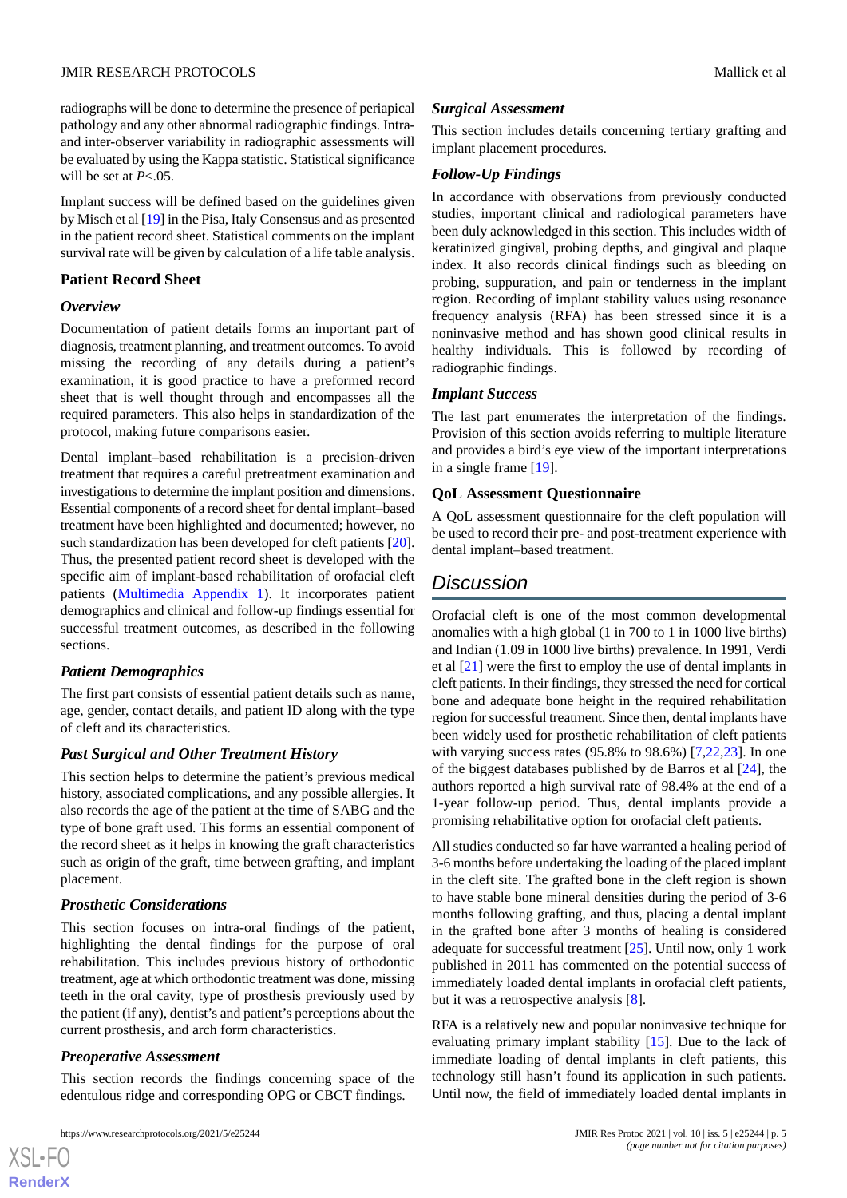radiographs will be done to determine the presence of periapical pathology and any other abnormal radiographic findings. Intra- and inter-observer variability in radiographic assessments will be evaluated by using the Kappa statistic. Statistical significance will be set at $P<.05$.

Implant success will be defined based on the guidelines given by Misch et al [19] in the Pisa, Italy Consensus and as presented in the patient record sheet. Statistical comments on the implant survival rate will be given by calculation of a life table analysis.

### Patient Record Sheet

#### *Overview*

Documentation of patient details forms an important part of diagnosis, treatment planning, and treatment outcomes. To avoid missing the recording of any details during a patient's examination, it is good practice to have a preformed record sheet that is well thought through and encompasses all the required parameters. This also helps in standardization of the protocol, making future comparisons easier.

Dental implant–based rehabilitation is a precision-driven treatment that requires a careful pretreatment examination and investigations to determine the implant position and dimensions. Essential components of a record sheet for dental implant–based treatment have been highlighted and documented; however, no such standardization has been developed for cleft patients [20]. Thus, the presented patient record sheet is developed with the specific aim of implant-based rehabilitation of orofacial cleft patients (Multimedia Appendix 1). It incorporates patient demographics and clinical and follow-up findings essential for successful treatment outcomes, as described in the following sections.

#### *Patient Demographics*

The first part consists of essential patient details such as name, age, gender, contact details, and patient ID along with the type of cleft and its characteristics.

#### *Past Surgical and Other Treatment History*

This section helps to determine the patient's previous medical history, associated complications, and any possible allergies. It also records the age of the patient at the time of SABG and the type of bone graft used. This forms an essential component of the record sheet as it helps in knowing the graft characteristics such as origin of the graft, time between grafting, and implant placement.

#### *Prosthetic Considerations*

This section focuses on intra-oral findings of the patient, highlighting the dental findings for the purpose of oral rehabilitation. This includes previous history of orthodontic treatment, age at which orthodontic treatment was done, missing teeth in the oral cavity, type of prosthesis previously used by the patient (if any), dentist's and patient's perceptions about the current prosthesis, and arch form characteristics.

#### *Preoperative Assessment*

This section records the findings concerning space of the edentulous ridge and corresponding OPG or CBCT findings.

#### *Surgical Assessment*

This section includes details concerning tertiary grafting and implant placement procedures.

#### *Follow-Up Findings*

In accordance with observations from previously conducted studies, important clinical and radiological parameters have been duly acknowledged in this section. This includes width of keratinized gingival, probing depths, and gingival and plaque index. It also records clinical findings such as bleeding on probing, suppuration, and pain or tenderness in the implant region. Recording of implant stability values using resonance frequency analysis (RFA) has been stressed since it is a noninvasive method and has shown good clinical results in healthy individuals. This is followed by recording of radiographic findings.

#### *Implant Success*

The last part enumerates the interpretation of the findings. Provision of this section avoids referring to multiple literature and provides a bird's eye view of the important interpretations in a single frame [19].

### QoL Assessment Questionnaire

A QoL assessment questionnaire for the cleft population will be used to record their pre- and post-treatment experience with dental implant–based treatment.

## Discussion

Orofacial cleft is one of the most common developmental anomalies with a high global (1 in 700 to 1 in 1000 live births) and Indian (1.09 in 1000 live births) prevalence. In 1991, Verdi et al [21] were the first to employ the use of dental implants in cleft patients. In their findings, they stressed the need for cortical bone and adequate bone height in the required rehabilitation region for successful treatment. Since then, dental implants have been widely used for prosthetic rehabilitation of cleft patients with varying success rates (95.8% to 98.6%) [7,22,23]. In one of the biggest databases published by de Barros et al [24], the authors reported a high survival rate of 98.4% at the end of a 1-year follow-up period. Thus, dental implants provide a promising rehabilitative option for orofacial cleft patients.

All studies conducted so far have warranted a healing period of 3-6 months before undertaking the loading of the placed implant in the cleft site. The grafted bone in the cleft region is shown to have stable bone mineral densities during the period of 3-6 months following grafting, and thus, placing a dental implant in the grafted bone after 3 months of healing is considered adequate for successful treatment [25]. Until now, only 1 work published in 2011 has commented on the potential success of immediately loaded dental implants in orofacial cleft patients, but it was a retrospective analysis [8].

RFA is a relatively new and popular noninvasive technique for evaluating primary implant stability [15]. Due to the lack of immediate loading of dental implants in cleft patients, this technology still hasn't found its application in such patients. Until now, the field of immediately loaded dental implants in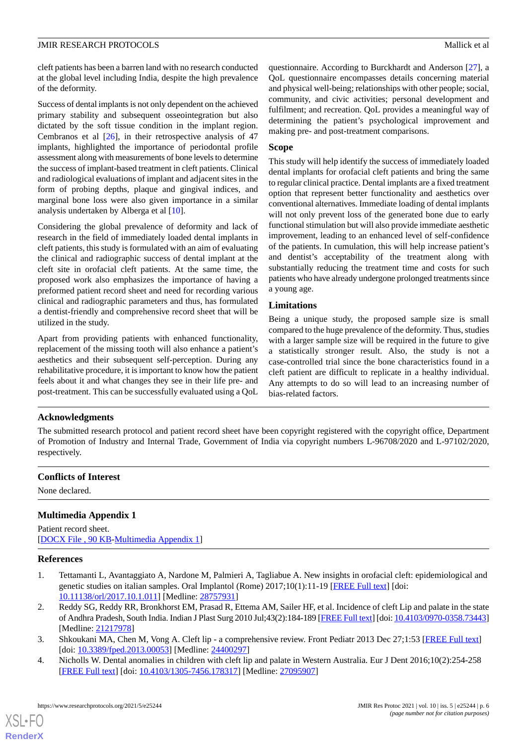cleft patients has been a barren land with no research conducted at the global level including India, despite the high prevalence of the deformity.

Success of dental implants is not only dependent on the achieved primary stability and subsequent osseointegration but also dictated by the soft tissue condition in the implant region. Cembranos et al [26], in their retrospective analysis of 47 implants, highlighted the importance of periodontal profile assessment along with measurements of bone levels to determine the success of implant-based treatment in cleft patients. Clinical and radiological evaluations of implant and adjacent sites in the form of probing depths, plaque and gingival indices, and marginal bone loss were also given importance in a similar analysis undertaken by Alberga et al [10].

Considering the global prevalence of deformity and lack of research in the field of immediately loaded dental implants in cleft patients, this study is formulated with an aim of evaluating the clinical and radiographic success of dental implant at the cleft site in orofacial cleft patients. At the same time, the proposed work also emphasizes the importance of having a preformed patient record sheet and need for recording various clinical and radiographic parameters and thus, has formulated a dentist-friendly and comprehensive record sheet that will be utilized in the study.

Apart from providing patients with enhanced functionality, replacement of the missing tooth will also enhance a patient's aesthetics and their subsequent self-perception. During any rehabilitative procedure, it is important to know how the patient feels about it and what changes they see in their life pre- and post-treatment. This can be successfully evaluated using a QoL questionnaire. According to Burckhardt and Anderson [27], a QoL questionnaire encompasses details concerning material and physical well-being; relationships with other people; social, community, and civic activities; personal development and fulfilment; and recreation. QoL provides a meaningful way of determining the patient's psychological improvement and making pre- and post-treatment comparisons.

### Scope

This study will help identify the success of immediately loaded dental implants for orofacial cleft patients and bring the same to regular clinical practice. Dental implants are a fixed treatment option that represent better functionality and aesthetics over conventional alternatives. Immediate loading of dental implants will not only prevent loss of the generated bone due to early functional stimulation but will also provide immediate aesthetic improvement, leading to an enhanced level of self-confidence of the patients. In cumulation, this will help increase patient's and dentist's acceptability of the treatment along with substantially reducing the treatment time and costs for such patients who have already undergone prolonged treatments since a young age.

### Limitations

Being a unique study, the proposed sample size is small compared to the huge prevalence of the deformity. Thus, studies with a larger sample size will be required in the future to give a statistically stronger result. Also, the study is not a case-controlled trial since the bone characteristics found in a cleft patient are difficult to replicate in a healthy individual. Any attempts to do so will lead to an increasing number of bias-related factors.

## Acknowledgments

The submitted research protocol and patient record sheet have been copyright registered with the copyright office, Department of Promotion of Industry and Internal Trade, Government of India via copyright numbers L-96708/2020 and L-97102/2020, respectively.

## Conflicts of Interest

None declared.

## Multimedia Appendix 1

Patient record sheet.
[DOCX File , 90 KB-Multimedia Appendix 1]

## References

1. Tettamanti L, Avantaggiato A, Nardone M, Palmieri A, Tagliabue A. New insights in orofacial cleft: epidemiological and genetic studies on italian samples. Oral Implantol (Rome) 2017;10(1):11-19 [FREE Full text] [doi: 10.11138/orl/2017.10.1.011] [Medline: 28757931]
2. Reddy SG, Reddy RR, Bronkhorst EM, Prasad R, Ettema AM, Sailer HF, et al. Incidence of cleft Lip and palate in the state of Andhra Pradesh, South India. Indian J Plast Surg 2010 Jul;43(2):184-189 [FREE Full text] [doi: 10.4103/0970-0358.73443] [Medline: 21217978]
3. Shkoukani MA, Chen M, Vong A. Cleft lip - a comprehensive review. Front Pediatr 2013 Dec 27;1:53 [FREE Full text] [doi: 10.3389/fped.2013.00053] [Medline: 24400297]
4. Nicholls W. Dental anomalies in children with cleft lip and palate in Western Australia. Eur J Dent 2016;10(2):254-258 [FREE Full text] [doi: 10.4103/1305-7456.178317] [Medline: 27095907]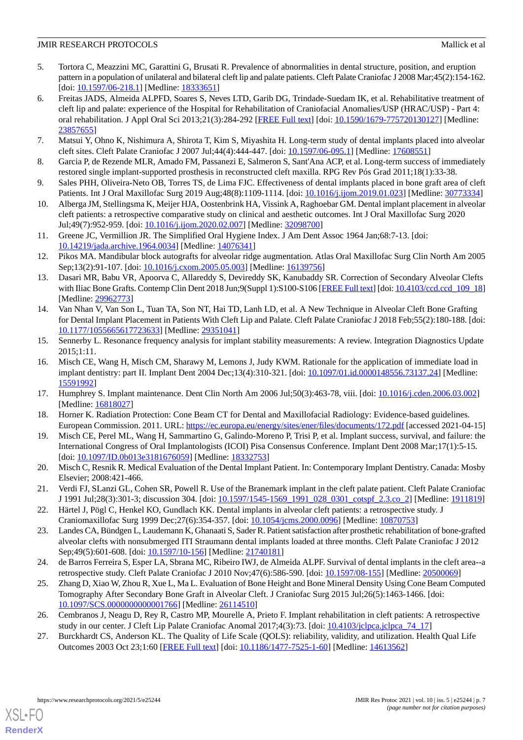5. Tortora C, Meazzini MC, Garattini G, Brusati R. Prevalence of abnormalities in dental structure, position, and eruption pattern in a population of unilateral and bilateral cleft lip and palate patients. Cleft Palate Craniofac J 2008 Mar;45(2):154-162. [doi: 10.1597/06-218.1] [Medline: 18333651]
6. Freitas JADS, Almeida ALPFD, Soares S, Neves LTD, Garib DG, Trindade-Suedam IK, et al. Rehabilitative treatment of cleft lip and palate: experience of the Hospital for Rehabilitation of Craniofacial Anomalies/USP (HRAC/USP) - Part 4: oral rehabilitation. J Appl Oral Sci 2013;21(3):284-292 [FREE Full text] [doi: 10.1590/1679-775720130127] [Medline: 23857655]
7. Matsui Y, Ohno K, Nishimura A, Shirota T, Kim S, Miyashita H. Long-term study of dental implants placed into alveolar cleft sites. Cleft Palate Craniofac J 2007 Jul;44(4):444-447. [doi: 10.1597/06-095.1] [Medline: 17608551]
8. Garcia P, de Rezende MLR, Amado FM, Passanezi E, Salmeron S, Sant'Ana ACP, et al. Long-term success of immediately restored single implant-supported prosthesis in reconstructed cleft maxilla. RPG Rev Pós Grad 2011;18(1):33-38.
9. Sales PHH, Oliveira-Neto OB, Torres TS, de Lima FJC. Effectiveness of dental implants placed in bone graft area of cleft Patients. Int J Oral Maxillofac Surg 2019 Aug;48(8):1109-1114. [doi: 10.1016/j.ijom.2019.01.023] [Medline: 30773334]
10. Alberga JM, Stellingsma K, Meijer HJA, Oostenbrink HA, Vissink A, Raghoebar GM. Dental implant placement in alveolar cleft patients: a retrospective comparative study on clinical and aesthetic outcomes. Int J Oral Maxillofac Surg 2020 Jul;49(7):952-959. [doi: 10.1016/j.ijom.2020.02.007] [Medline: 32098700]
11. Greene JC, Vermillion JR. The Simplified Oral Hygiene Index. J Am Dent Assoc 1964 Jan;68:7-13. [doi: 10.14219/jada.archive.1964.0034] [Medline: 14076341]
12. Pikos MA. Mandibular block autografts for alveolar ridge augmentation. Atlas Oral Maxillofac Surg Clin North Am 2005 Sep;13(2):91-107. [doi: 10.1016/j.cxom.2005.05.003] [Medline: 16139756]
13. Dasari MR, Babu VR, Apoorva C, Allareddy S, Devireddy SK, Kanubaddy SR. Correction of Secondary Alveolar Clefts with Iliac Bone Grafts. Contemp Clin Dent 2018 Jun;9(Suppl 1):S100-S106 [FREE Full text] [doi: 10.4103/ccd.ccd_109_18] [Medline: 29962773]
14. Van Nhan V, Van Son L, Tuan TA, Son NT, Hai TD, Lanh LD, et al. A New Technique in Alveolar Cleft Bone Grafting for Dental Implant Placement in Patients With Cleft Lip and Palate. Cleft Palate Craniofac J 2018 Feb;55(2):180-188. [doi: 10.1177/1055665617723633] [Medline: 29351041]
15. Sennerby L. Resonance frequency analysis for implant stability measurements: A review. Integration Diagnostics Update 2015;1:11.
16. Misch CE, Wang H, Misch CM, Sharawy M, Lemons J, Judy KWM. Rationale for the application of immediate load in implant dentistry: part II. Implant Dent 2004 Dec;13(4):310-321. [doi: 10.1097/01.id.0000148556.73137.24] [Medline: 15591992]
17. Humphrey S. Implant maintenance. Dent Clin North Am 2006 Jul;50(3):463-78, viii. [doi: 10.1016/j.cden.2006.03.002] [Medline: 16818027]
18. Horner K. Radiation Protection: Cone Beam CT for Dental and Maxillofacial Radiology: Evidence-based guidelines. European Commission. 2011. URL: https://ec.europa.eu/energy/sites/ener/files/documents/172.pdf [accessed 2021-04-15]
19. Misch CE, Perel ML, Wang H, Sammartino G, Galindo-Moreno P, Trisi P, et al. Implant success, survival, and failure: the International Congress of Oral Implantologists (ICOI) Pisa Consensus Conference. Implant Dent 2008 Mar;17(1):5-15. [doi: 10.1097/ID.0b013e3181676059] [Medline: 18332753]
20. Misch C, Resnik R. Medical Evaluation of the Dental Implant Patient. In: Contemporary Implant Dentistry. Canada: Mosby Elsevier; 2008:421-466.
21. Verdi FJ, SLanzi GL, Cohen SR, Powell R. Use of the Branemark implant in the cleft palate patient. Cleft Palate Craniofac J 1991 Jul;28(3):301-3; discussion 304. [doi: 10.1597/1545-1569_1991_028_0301_cotspf_2.3.co_2] [Medline: 1911819]
22. Härtel J, Pögl C, Henkel KO, Gundlach KK. Dental implants in alveolar cleft patients: a retrospective study. J Craniomaxillofac Surg 1999 Dec;27(6):354-357. [doi: 10.1054/jcms.2000.0096] [Medline: 10870753]
23. Landes CA, Bündgen L, Laudemann K, Ghanaati S, Sader R. Patient satisfaction after prosthetic rehabilitation of bone-grafted alveolar clefts with nonsubmerged ITI Straumann dental implants loaded at three months. Cleft Palate Craniofac J 2012 Sep;49(5):601-608. [doi: 10.1597/10-156] [Medline: 21740181]
24. de Barros Ferreira S, Esper LA, Sbrana MC, Ribeiro IWJ, de Almeida ALPF. Survival of dental implants in the cleft area--a retrospective study. Cleft Palate Craniofac J 2010 Nov;47(6):586-590. [doi: 10.1597/08-155] [Medline: 20500069]
25. Zhang D, Xiao W, Zhou R, Xue L, Ma L. Evaluation of Bone Height and Bone Mineral Density Using Cone Beam Computed Tomography After Secondary Bone Graft in Alveolar Cleft. J Craniofac Surg 2015 Jul;26(5):1463-1466. [doi: 10.1097/SCS.0000000000001766] [Medline: 26114510]
26. Cembranos J, Neagu D, Rey R, Castro MP, Mourelle A, Prieto F. Implant rehabilitation in cleft patients: A retrospective study in our center. J Cleft Lip Palate Craniofac Anomal 2017;4(3):73. [doi: 10.4103/jclpca.jclpca_74_17]
27. Burckhardt CS, Anderson KL. The Quality of Life Scale (QOLS): reliability, validity, and utilization. Health Qual Life Outcomes 2003 Oct 23;1:60 [FREE Full text] [doi: 10.1186/1477-7525-1-60] [Medline: 14613562]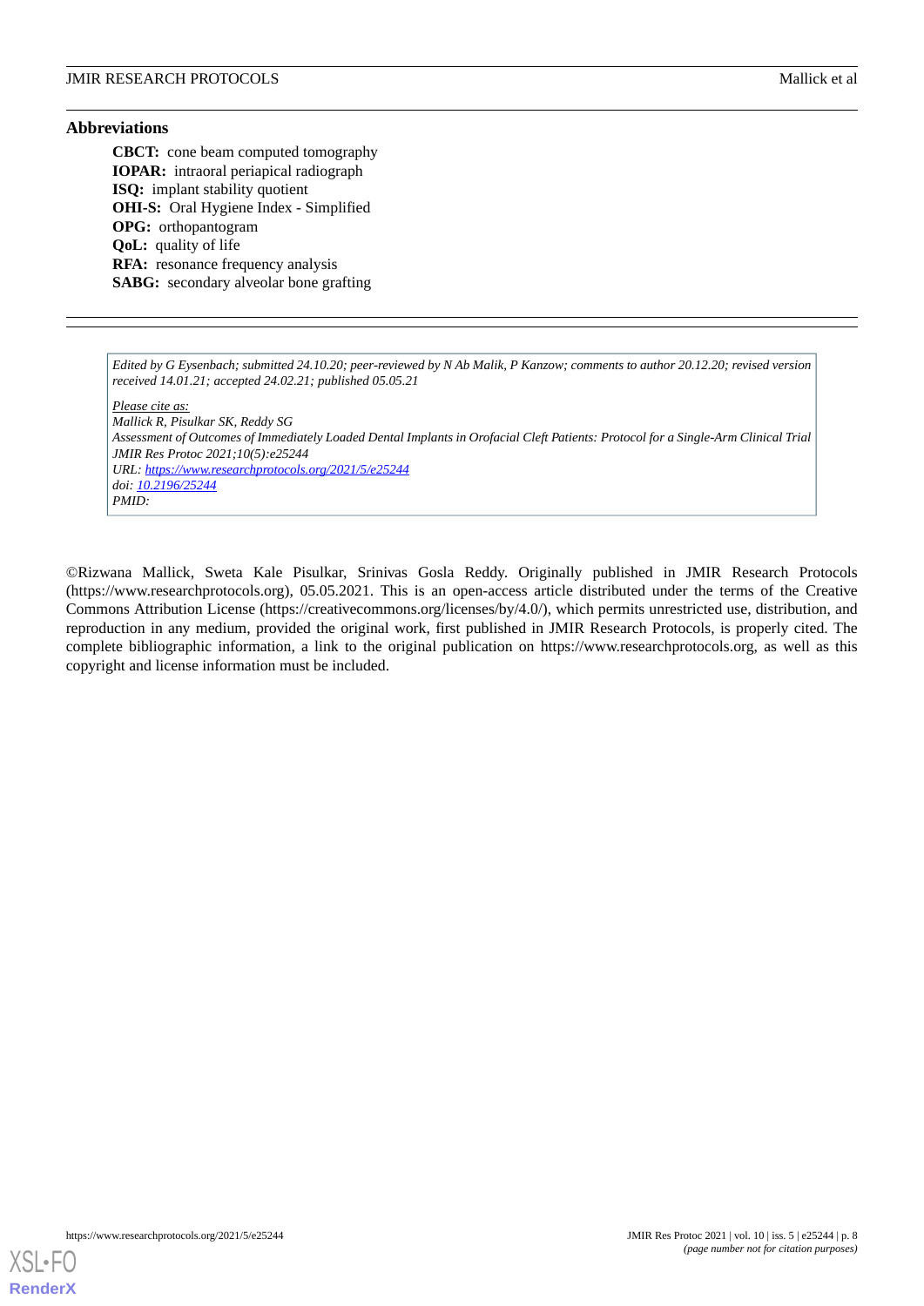## Abbreviations

**CBCT:** cone beam computed tomography
**IOPAR:** intraoral periapical radiograph
**ISQ:** implant stability quotient
**OHI-S:** Oral Hygiene Index - Simplified
**OPG:** orthopantogram
**QoL:** quality of life
**RFA:** resonance frequency analysis
**SABG:** secondary alveolar bone grafting

---

*Edited by G Eysenbach; submitted 24.10.20; peer-reviewed by N Ab Malik, P Kanzow; comments to author 20.12.20; revised version received 14.01.21; accepted 24.02.21; published 05.05.21*

*Please cite as:*
*Mallick R, Pisulkar SK, Reddy SG*
*Assessment of Outcomes of Immediately Loaded Dental Implants in Orofacial Cleft Patients: Protocol for a Single-Arm Clinical Trial*
*JMIR Res Protoc 2021;10(5):e25244*
*URL: https://www.researchprotocols.org/2021/5/e25244*
*doi: 10.2196/25244*
*PMID:*

©Rizwana Mallick, Sweta Kale Pisulkar, Srinivas Gosla Reddy. Originally published in JMIR Research Protocols (https://www.researchprotocols.org), 05.05.2021. This is an open-access article distributed under the terms of the Creative Commons Attribution License (https://creativecommons.org/licenses/by/4.0/), which permits unrestricted use, distribution, and reproduction in any medium, provided the original work, first published in JMIR Research Protocols, is properly cited. The complete bibliographic information, a link to the original publication on https://www.researchprotocols.org, as well as this copyright and license information must be included.